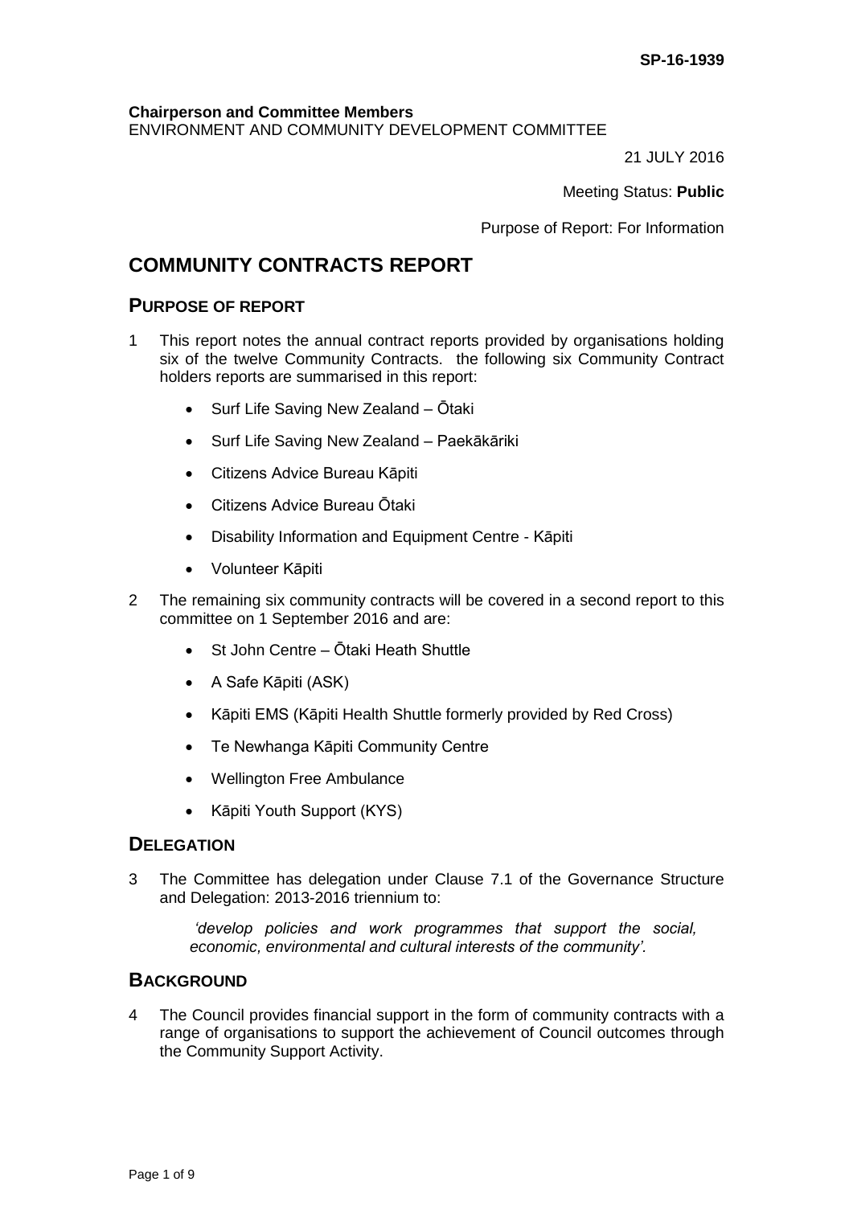SP-16-1939

**Chairperson and Committee Members**
ENVIRONMENT AND COMMUNITY DEVELOPMENT COMMITTEE

21 JULY 2016

Meeting Status: **Public**

Purpose of Report: For Information

# COMMUNITY CONTRACTS REPORT

## PURPOSE OF REPORT

1 This report notes the annual contract reports provided by organisations holding six of the twelve Community Contracts. the following six Community Contract holders reports are summarised in this report:

- Surf Life Saving New Zealand – Ōtaki
- Surf Life Saving New Zealand – Paekākāriki
- Citizens Advice Bureau Kāpiti
- Citizens Advice Bureau Ōtaki
- Disability Information and Equipment Centre - Kāpiti
- Volunteer Kāpiti

2 The remaining six community contracts will be covered in a second report to this committee on 1 September 2016 and are:

- St John Centre – Ōtaki Heath Shuttle
- A Safe Kāpiti (ASK)
- Kāpiti EMS (Kāpiti Health Shuttle formerly provided by Red Cross)
- Te Newhanga Kāpiti Community Centre
- Wellington Free Ambulance
- Kāpiti Youth Support (KYS)

## DELEGATION

3 The Committee has delegation under Clause 7.1 of the Governance Structure and Delegation: 2013-2016 triennium to:

> *'develop policies and work programmes that support the social, economic, environmental and cultural interests of the community'.*

## BACKGROUND

4 The Council provides financial support in the form of community contracts with a range of organisations to support the achievement of Council outcomes through the Community Support Activity.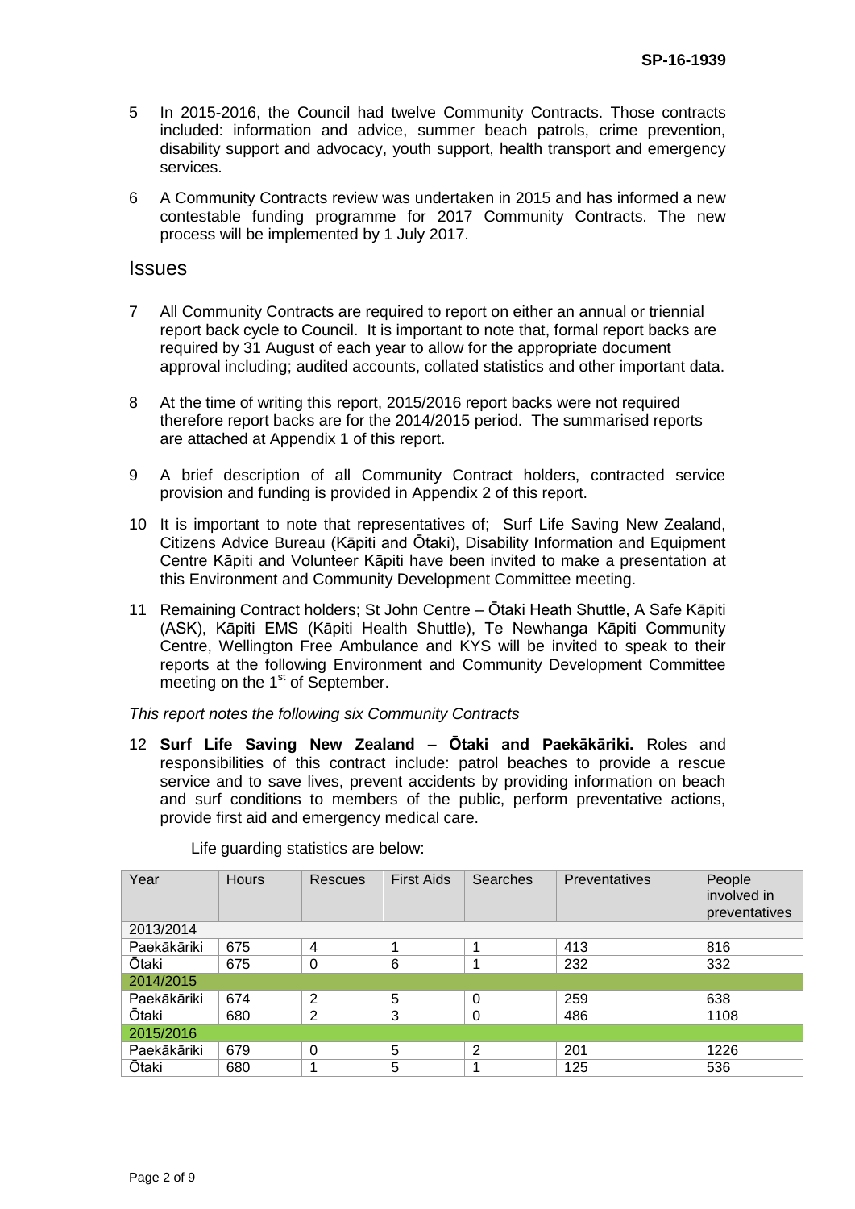5 In 2015-2016, the Council had twelve Community Contracts. Those contracts included: information and advice, summer beach patrols, crime prevention, disability support and advocacy, youth support, health transport and emergency services.

6 A Community Contracts review was undertaken in 2015 and has informed a new contestable funding programme for 2017 Community Contracts. The new process will be implemented by 1 July 2017.

## Issues

7 All Community Contracts are required to report on either an annual or triennial report back cycle to Council. It is important to note that, formal report backs are required by 31 August of each year to allow for the appropriate document approval including; audited accounts, collated statistics and other important data.

8 At the time of writing this report, 2015/2016 report backs were not required therefore report backs are for the 2014/2015 period. The summarised reports are attached at Appendix 1 of this report.

9 A brief description of all Community Contract holders, contracted service provision and funding is provided in Appendix 2 of this report.

10 It is important to note that representatives of; Surf Life Saving New Zealand, Citizens Advice Bureau (Kāpiti and Ōtaki), Disability Information and Equipment Centre Kāpiti and Volunteer Kāpiti have been invited to make a presentation at this Environment and Community Development Committee meeting.

11 Remaining Contract holders; St John Centre – Ōtaki Heath Shuttle, A Safe Kāpiti (ASK), Kāpiti EMS (Kāpiti Health Shuttle), Te Newhanga Kāpiti Community Centre, Wellington Free Ambulance and KYS will be invited to speak to their reports at the following Environment and Community Development Committee meeting on the 1st of September.

*This report notes the following six Community Contracts*

12 **Surf Life Saving New Zealand – Ōtaki and Paekākāriki.** Roles and responsibilities of this contract include: patrol beaches to provide a rescue service and to save lives, prevent accidents by providing information on beach and surf conditions to members of the public, perform preventative actions, provide first aid and emergency medical care.

Life guarding statistics are below:

| Year | Hours | Rescues | First Aids | Searches | Preventatives | People involved in preventatives |
|---|---|---|---|---|---|---|
| 2013/2014 | | | | | | |
| Paekākāriki | 675 | 4 | 1 | 1 | 413 | 816 |
| Ōtaki | 675 | 0 | 6 | 1 | 232 | 332 |
| 2014/2015 | | | | | | |
| Paekākāriki | 674 | 2 | 5 | 0 | 259 | 638 |
| Ōtaki | 680 | 2 | 3 | 0 | 486 | 1108 |
| 2015/2016 | | | | | | |
| Paekākāriki | 679 | 0 | 5 | 2 | 201 | 1226 |
| Ōtaki | 680 | 1 | 5 | 1 | 125 | 536 |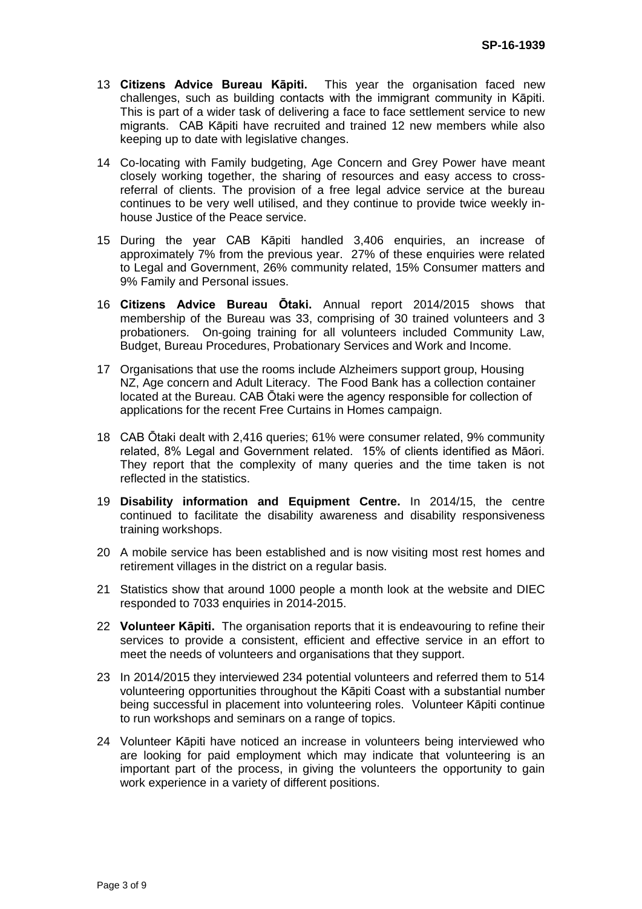13 **Citizens Advice Bureau Kāpiti.** This year the organisation faced new challenges, such as building contacts with the immigrant community in Kāpiti. This is part of a wider task of delivering a face to face settlement service to new migrants. CAB Kāpiti have recruited and trained 12 new members while also keeping up to date with legislative changes.

14 Co-locating with Family budgeting, Age Concern and Grey Power have meant closely working together, the sharing of resources and easy access to cross-referral of clients. The provision of a free legal advice service at the bureau continues to be very well utilised, and they continue to provide twice weekly in-house Justice of the Peace service.

15 During the year CAB Kāpiti handled 3,406 enquiries, an increase of approximately 7% from the previous year. 27% of these enquiries were related to Legal and Government, 26% community related, 15% Consumer matters and 9% Family and Personal issues.

16 **Citizens Advice Bureau Ōtaki.** Annual report 2014/2015 shows that membership of the Bureau was 33, comprising of 30 trained volunteers and 3 probationers. On-going training for all volunteers included Community Law, Budget, Bureau Procedures, Probationary Services and Work and Income.

17 Organisations that use the rooms include Alzheimers support group, Housing NZ, Age concern and Adult Literacy. The Food Bank has a collection container located at the Bureau. CAB Ōtaki were the agency responsible for collection of applications for the recent Free Curtains in Homes campaign.

18 CAB Ōtaki dealt with 2,416 queries; 61% were consumer related, 9% community related, 8% Legal and Government related. 15% of clients identified as Māori. They report that the complexity of many queries and the time taken is not reflected in the statistics.

19 **Disability information and Equipment Centre.** In 2014/15, the centre continued to facilitate the disability awareness and disability responsiveness training workshops.

20 A mobile service has been established and is now visiting most rest homes and retirement villages in the district on a regular basis.

21 Statistics show that around 1000 people a month look at the website and DIEC responded to 7033 enquiries in 2014-2015.

22 **Volunteer Kāpiti.** The organisation reports that it is endeavouring to refine their services to provide a consistent, efficient and effective service in an effort to meet the needs of volunteers and organisations that they support.

23 In 2014/2015 they interviewed 234 potential volunteers and referred them to 514 volunteering opportunities throughout the Kāpiti Coast with a substantial number being successful in placement into volunteering roles. Volunteer Kāpiti continue to run workshops and seminars on a range of topics.

24 Volunteer Kāpiti have noticed an increase in volunteers being interviewed who are looking for paid employment which may indicate that volunteering is an important part of the process, in giving the volunteers the opportunity to gain work experience in a variety of different positions.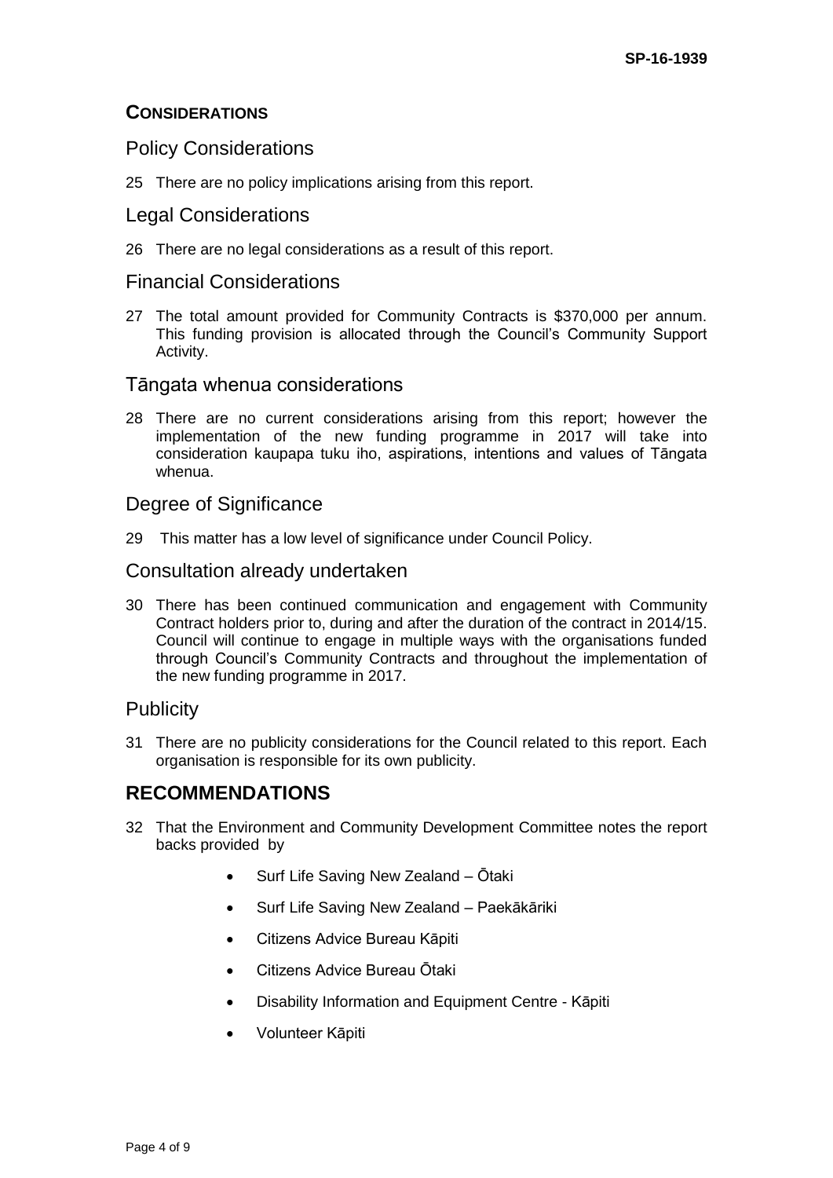## CONSIDERATIONS

### Policy Considerations

25 There are no policy implications arising from this report.

### Legal Considerations

26 There are no legal considerations as a result of this report.

### Financial Considerations

27 The total amount provided for Community Contracts is $370,000 per annum. This funding provision is allocated through the Council's Community Support Activity.

### Tāngata whenua considerations

28 There are no current considerations arising from this report; however the implementation of the new funding programme in 2017 will take into consideration kaupapa tuku iho, aspirations, intentions and values of Tāngata whenua.

### Degree of Significance

29 This matter has a low level of significance under Council Policy.

### Consultation already undertaken

30 There has been continued communication and engagement with Community Contract holders prior to, during and after the duration of the contract in 2014/15. Council will continue to engage in multiple ways with the organisations funded through Council's Community Contracts and throughout the implementation of the new funding programme in 2017.

### Publicity

31 There are no publicity considerations for the Council related to this report. Each organisation is responsible for its own publicity.

## RECOMMENDATIONS

32 That the Environment and Community Development Committee notes the report backs provided by

- Surf Life Saving New Zealand – Ōtaki
- Surf Life Saving New Zealand – Paekākāriki
- Citizens Advice Bureau Kāpiti
- Citizens Advice Bureau Ōtaki
- Disability Information and Equipment Centre - Kāpiti
- Volunteer Kāpiti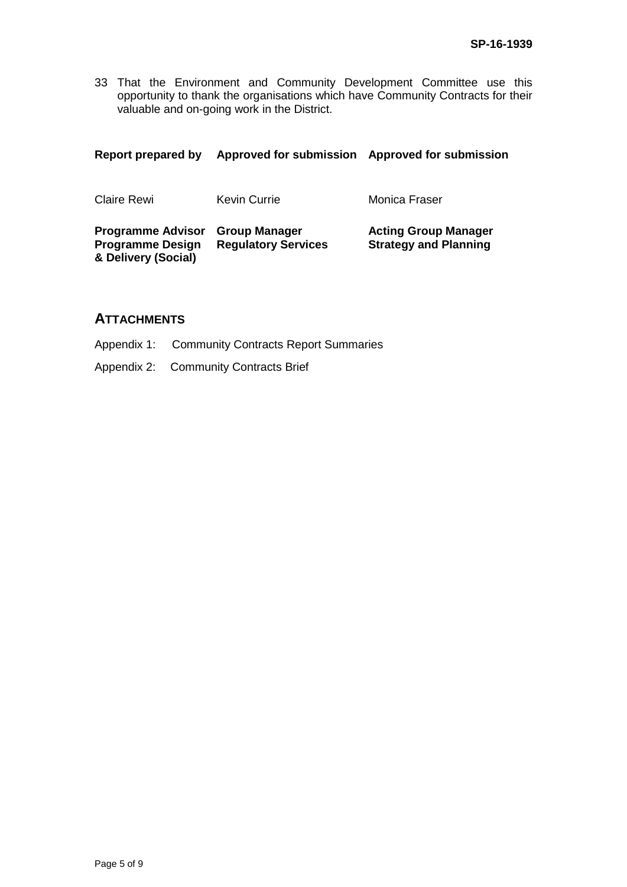33 That the Environment and Community Development Committee use this opportunity to thank the organisations which have Community Contracts for their valuable and on-going work in the District.

| Report prepared by | Approved for submission | Approved for submission |
|---|---|---|
| Claire Rewi | Kevin Currie | Monica Fraser |
| **Programme Advisor Programme Design & Delivery (Social)** | **Group Manager Regulatory Services** | **Acting Group Manager Strategy and Planning** |

## ATTACHMENTS

Appendix 1: Community Contracts Report Summaries

Appendix 2: Community Contracts Brief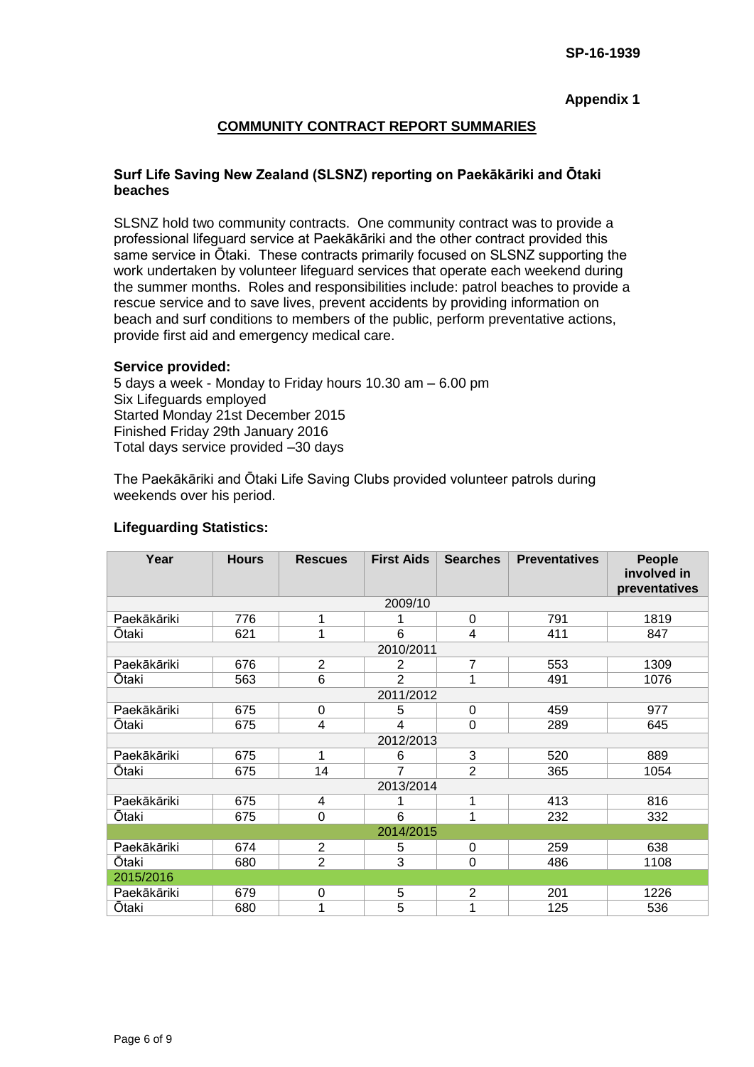SP-16-1939

**Appendix 1**

## COMMUNITY CONTRACT REPORT SUMMARIES

### Surf Life Saving New Zealand (SLSNZ) reporting on Paekākāriki and Ōtaki beaches

SLSNZ hold two community contracts. One community contract was to provide a professional lifeguard service at Paekākāriki and the other contract provided this same service in Ōtaki. These contracts primarily focused on SLSNZ supporting the work undertaken by volunteer lifeguard services that operate each weekend during the summer months. Roles and responsibilities include: patrol beaches to provide a rescue service and to save lives, prevent accidents by providing information on beach and surf conditions to members of the public, perform preventative actions, provide first aid and emergency medical care.

**Service provided:**

5 days a week - Monday to Friday hours 10.30 am – 6.00 pm
Six Lifeguards employed
Started Monday 21st December 2015
Finished Friday 29th January 2016
Total days service provided –30 days

The Paekākāriki and Ōtaki Life Saving Clubs provided volunteer patrols during weekends over his period.

**Lifeguarding Statistics:**

| Year | Hours | Rescues | First Aids | Searches | Preventatives | People involved in preventatives |
|---|---|---|---|---|---|---|
| 2009/10 | | | | | | |
| Paekākāriki | 776 | 1 | 1 | 0 | 791 | 1819 |
| Ōtaki | 621 | 1 | 6 | 4 | 411 | 847 |
| 2010/2011 | | | | | | |
| Paekākāriki | 676 | 2 | 2 | 7 | 553 | 1309 |
| Ōtaki | 563 | 6 | 2 | 1 | 491 | 1076 |
| 2011/2012 | | | | | | |
| Paekākāriki | 675 | 0 | 5 | 0 | 459 | 977 |
| Ōtaki | 675 | 4 | 4 | 0 | 289 | 645 |
| 2012/2013 | | | | | | |
| Paekākāriki | 675 | 1 | 6 | 3 | 520 | 889 |
| Ōtaki | 675 | 14 | 7 | 2 | 365 | 1054 |
| 2013/2014 | | | | | | |
| Paekākāriki | 675 | 4 | 1 | 1 | 413 | 816 |
| Ōtaki | 675 | 0 | 6 | 1 | 232 | 332 |
| 2014/2015 | | | | | | |
| Paekākāriki | 674 | 2 | 5 | 0 | 259 | 638 |
| Ōtaki | 680 | 2 | 3 | 0 | 486 | 1108 |
| 2015/2016 | | | | | | |
| Paekākāriki | 679 | 0 | 5 | 2 | 201 | 1226 |
| Ōtaki | 680 | 1 | 5 | 1 | 125 | 536 |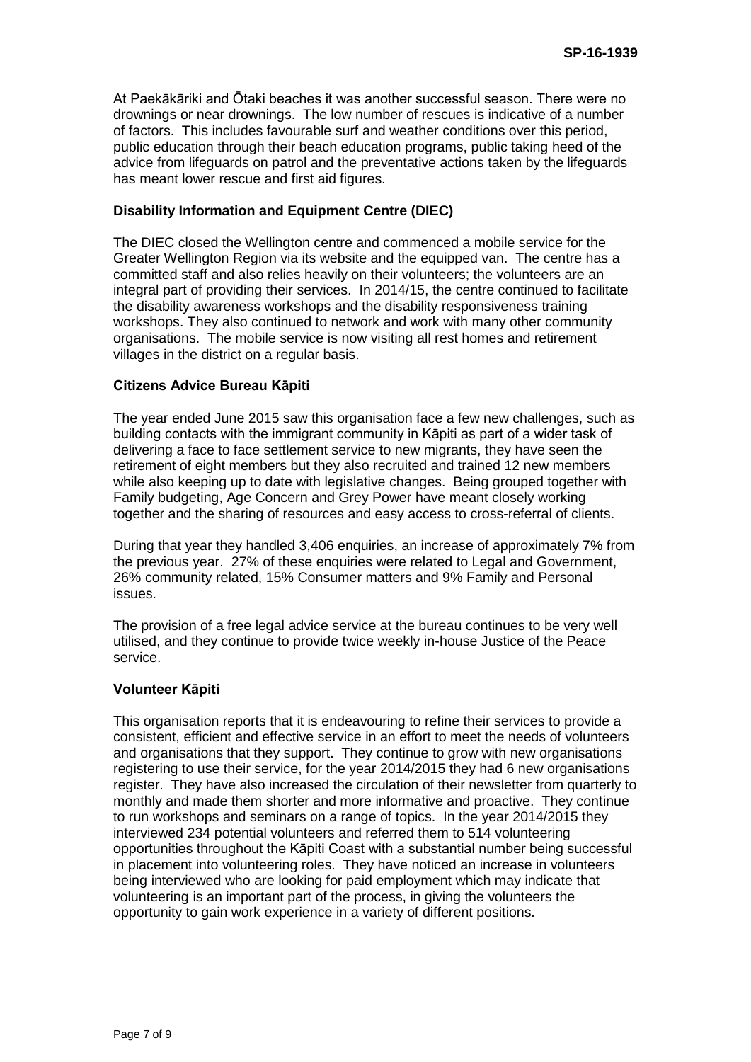At Paekākāriki and Ōtaki beaches it was another successful season. There were no drownings or near drownings. The low number of rescues is indicative of a number of factors. This includes favourable surf and weather conditions over this period, public education through their beach education programs, public taking heed of the advice from lifeguards on patrol and the preventative actions taken by the lifeguards has meant lower rescue and first aid figures.

**Disability Information and Equipment Centre (DIEC)**

The DIEC closed the Wellington centre and commenced a mobile service for the Greater Wellington Region via its website and the equipped van. The centre has a committed staff and also relies heavily on their volunteers; the volunteers are an integral part of providing their services. In 2014/15, the centre continued to facilitate the disability awareness workshops and the disability responsiveness training workshops. They also continued to network and work with many other community organisations. The mobile service is now visiting all rest homes and retirement villages in the district on a regular basis.

**Citizens Advice Bureau Kāpiti**

The year ended June 2015 saw this organisation face a few new challenges, such as building contacts with the immigrant community in Kāpiti as part of a wider task of delivering a face to face settlement service to new migrants, they have seen the retirement of eight members but they also recruited and trained 12 new members while also keeping up to date with legislative changes. Being grouped together with Family budgeting, Age Concern and Grey Power have meant closely working together and the sharing of resources and easy access to cross-referral of clients.

During that year they handled 3,406 enquiries, an increase of approximately 7% from the previous year. 27% of these enquiries were related to Legal and Government, 26% community related, 15% Consumer matters and 9% Family and Personal issues.

The provision of a free legal advice service at the bureau continues to be very well utilised, and they continue to provide twice weekly in-house Justice of the Peace service.

**Volunteer Kāpiti**

This organisation reports that it is endeavouring to refine their services to provide a consistent, efficient and effective service in an effort to meet the needs of volunteers and organisations that they support. They continue to grow with new organisations registering to use their service, for the year 2014/2015 they had 6 new organisations register. They have also increased the circulation of their newsletter from quarterly to monthly and made them shorter and more informative and proactive. They continue to run workshops and seminars on a range of topics. In the year 2014/2015 they interviewed 234 potential volunteers and referred them to 514 volunteering opportunities throughout the Kāpiti Coast with a substantial number being successful in placement into volunteering roles. They have noticed an increase in volunteers being interviewed who are looking for paid employment which may indicate that volunteering is an important part of the process, in giving the volunteers the opportunity to gain work experience in a variety of different positions.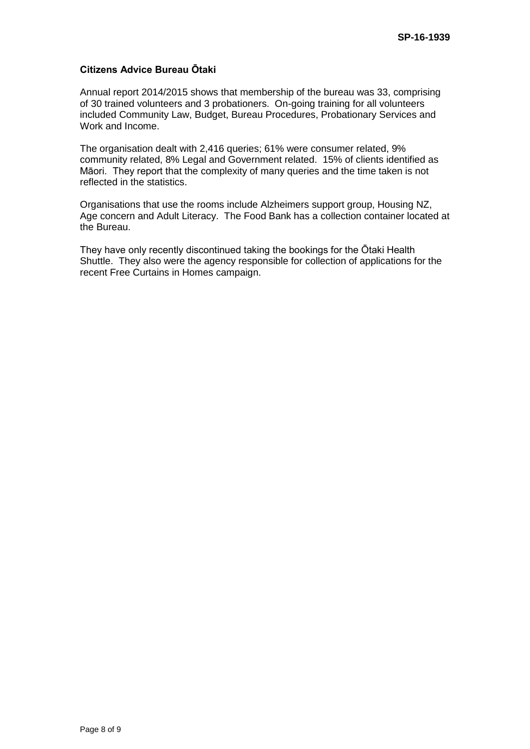**Citizens Advice Bureau Ōtaki**

Annual report 2014/2015 shows that membership of the bureau was 33, comprising of 30 trained volunteers and 3 probationers. On-going training for all volunteers included Community Law, Budget, Bureau Procedures, Probationary Services and Work and Income.

The organisation dealt with 2,416 queries; 61% were consumer related, 9% community related, 8% Legal and Government related. 15% of clients identified as Māori. They report that the complexity of many queries and the time taken is not reflected in the statistics.

Organisations that use the rooms include Alzheimers support group, Housing NZ, Age concern and Adult Literacy. The Food Bank has a collection container located at the Bureau.

They have only recently discontinued taking the bookings for the Ōtaki Health Shuttle. They also were the agency responsible for collection of applications for the recent Free Curtains in Homes campaign.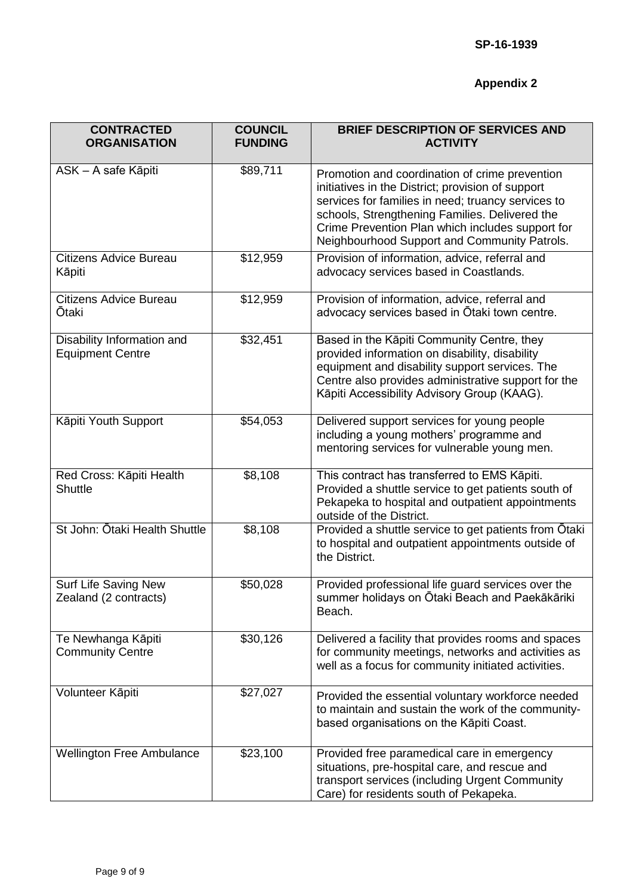**SP-16-1939**

**Appendix 2**

| CONTRACTED ORGANISATION | COUNCIL FUNDING | BRIEF DESCRIPTION OF SERVICES AND ACTIVITY |
|---|---|---|
| ASK – A safe Kāpiti | $89,711 | Promotion and coordination of crime prevention initiatives in the District; provision of support services for families in need; truancy services to schools, Strengthening Families. Delivered the Crime Prevention Plan which includes support for Neighbourhood Support and Community Patrols. |
| Citizens Advice Bureau Kāpiti | $12,959 | Provision of information, advice, referral and advocacy services based in Coastlands. |
| Citizens Advice Bureau Ōtaki | $12,959 | Provision of information, advice, referral and advocacy services based in Ōtaki town centre. |
| Disability Information and Equipment Centre | $32,451 | Based in the Kāpiti Community Centre, they provided information on disability, disability equipment and disability support services. The Centre also provides administrative support for the Kāpiti Accessibility Advisory Group (KAAG). |
| Kāpiti Youth Support | $54,053 | Delivered support services for young people including a young mothers' programme and mentoring services for vulnerable young men. |
| Red Cross: Kāpiti Health Shuttle | $8,108 | This contract has transferred to EMS Kāpiti. Provided a shuttle service to get patients south of Pekapeka to hospital and outpatient appointments outside of the District. |
| St John: Ōtaki Health Shuttle | $8,108 | Provided a shuttle service to get patients from Ōtaki to hospital and outpatient appointments outside of the District. |
| Surf Life Saving New Zealand (2 contracts) | $50,028 | Provided professional life guard services over the summer holidays on Ōtaki Beach and Paekākāriki Beach. |
| Te Newhanga Kāpiti Community Centre | $30,126 | Delivered a facility that provides rooms and spaces for community meetings, networks and activities as well as a focus for community initiated activities. |
| Volunteer Kāpiti | $27,027 | Provided the essential voluntary workforce needed to maintain and sustain the work of the community-based organisations on the Kāpiti Coast. |
| Wellington Free Ambulance | $23,100 | Provided free paramedical care in emergency situations, pre-hospital care, and rescue and transport services (including Urgent Community Care) for residents south of Pekapeka. |